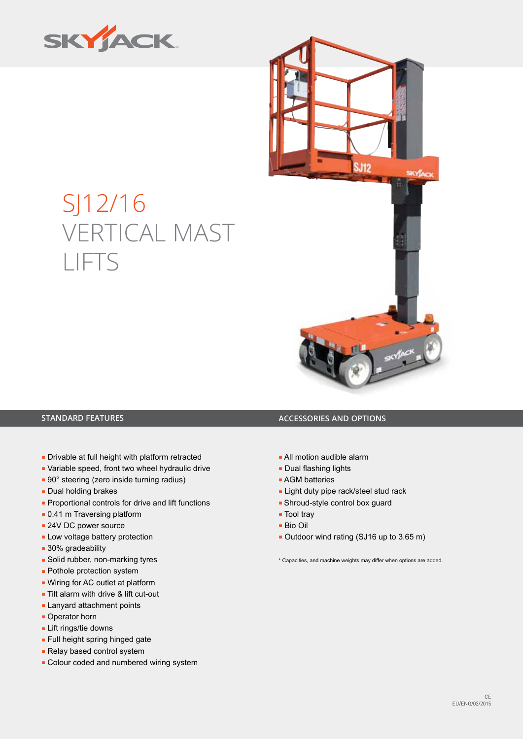SKYJACK

# SJ12/16 VERTICAL MAST LIFTS

## STANDARD FEATURES

- Drivable at full height with platform retracted
- Variable speed, front two wheel hydraulic drive
- 90° steering (zero inside turning radius)
- Dual holding brakes
- Proportional controls for drive and lift functions
- 0.41 m Traversing platform
- 24V DC power source
- Low voltage battery protection
- 30% gradeability
- Solid rubber, non-marking tyres
- Pothole protection system
- Wiring for AC outlet at platform
- Tilt alarm with drive & lift cut-out
- Lanyard attachment points
- Operator horn
- Lift rings/tie downs
- Full height spring hinged gate
- Relay based control system
- Colour coded and numbered wiring system

## ACCESSORIES AND OPTIONS

- All motion audible alarm
- Dual flashing lights
- AGM batteries
- Light duty pipe rack/steel stud rack
- Shroud-style control box guard
- Tool tray
- Bio Oil
- Outdoor wind rating (SJ16 up to 3.65 m)

\* Capacities, and machine weights may differ when options are added.

CE
EU/ENG/03/2015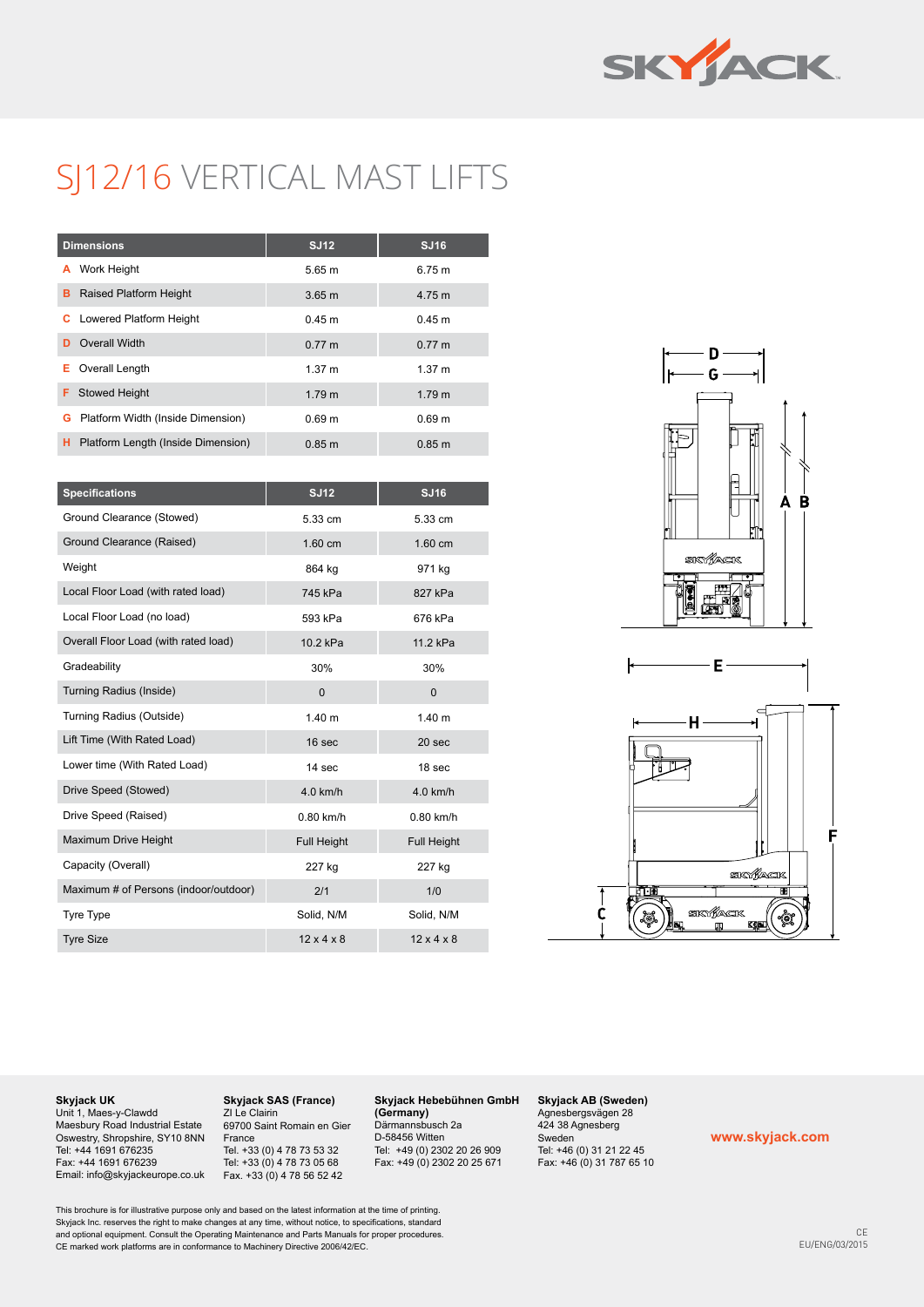# SJ12/16 VERTICAL MAST LIFTS

| Dimensions | SJ12 | SJ16 |
|---|---|---|
| **A** Work Height | 5.65 m | 6.75 m |
| **B** Raised Platform Height | 3.65 m | 4.75 m |
| **C** Lowered Platform Height | 0.45 m | 0.45 m |
| **D** Overall Width | 0.77 m | 0.77 m |
| **E** Overall Length | 1.37 m | 1.37 m |
| **F** Stowed Height | 1.79 m | 1.79 m |
| **G** Platform Width (Inside Dimension) | 0.69 m | 0.69 m |
| **H** Platform Length (Inside Dimension) | 0.85 m | 0.85 m |

| Specifications | SJ12 | SJ16 |
|---|---|---|
| Ground Clearance (Stowed) | 5.33 cm | 5.33 cm |
| Ground Clearance (Raised) | 1.60 cm | 1.60 cm |
| Weight | 864 kg | 971 kg |
| Local Floor Load (with rated load) | 745 kPa | 827 kPa |
| Local Floor Load (no load) | 593 kPa | 676 kPa |
| Overall Floor Load (with rated load) | 10.2 kPa | 11.2 kPa |
| Gradeability | 30% | 30% |
| Turning Radius (Inside) | 0 | 0 |
| Turning Radius (Outside) | 1.40 m | 1.40 m |
| Lift Time (With Rated Load) | 16 sec | 20 sec |
| Lower time (With Rated Load) | 14 sec | 18 sec |
| Drive Speed (Stowed) | 4.0 km/h | 4.0 km/h |
| Drive Speed (Raised) | 0.80 km/h | 0.80 km/h |
| Maximum Drive Height | Full Height | Full Height |
| Capacity (Overall) | 227 kg | 227 kg |
| Maximum # of Persons (indoor/outdoor) | 2/1 | 1/0 |
| Tyre Type | Solid, N/M | Solid, N/M |
| Tyre Size | 12 x 4 x 8 | 12 x 4 x 8 |

**Skyjack UK**
Unit 1, Maes-y-Clawdd
Maesbury Road Industrial Estate
Oswestry, Shropshire, SY10 8NN
Tel: +44 1691 676235
Fax: +44 1691 676239
Email: info@skyjackeurope.co.uk

**Skyjack SAS (France)**
ZI Le Clairin
69700 Saint Romain en Gier
France
Tel. +33 (0) 4 78 73 53 32
Tel. +33 (0) 4 78 73 05 68
Fax. +33 (0) 4 78 56 52 42

**Skyjack Hebebühnen GmbH (Germany)**
Därmannsbusch 2a
D-58456 Witten
Tel: +49 (0) 2302 20 26 909
Fax: +49 (0) 2302 20 25 671

**Skyjack AB (Sweden)**
Agnesbergsvägen 28
424 38 Agnesberg
Sweden
Tel: +46 (0) 31 21 22 45
Fax: +46 (0) 31 787 65 10

**www.skyjack.com**

This brochure is for illustrative purpose only and based on the latest information at the time of printing. Skyjack Inc. reserves the right to make changes at any time, without notice, to specifications, standard and optional equipment. Consult the Operating Maintenance and Parts Manuals for proper procedures. CE marked work platforms are in conformance to Machinery Directive 2006/42/EC.

CE
EU/ENG/03/2015